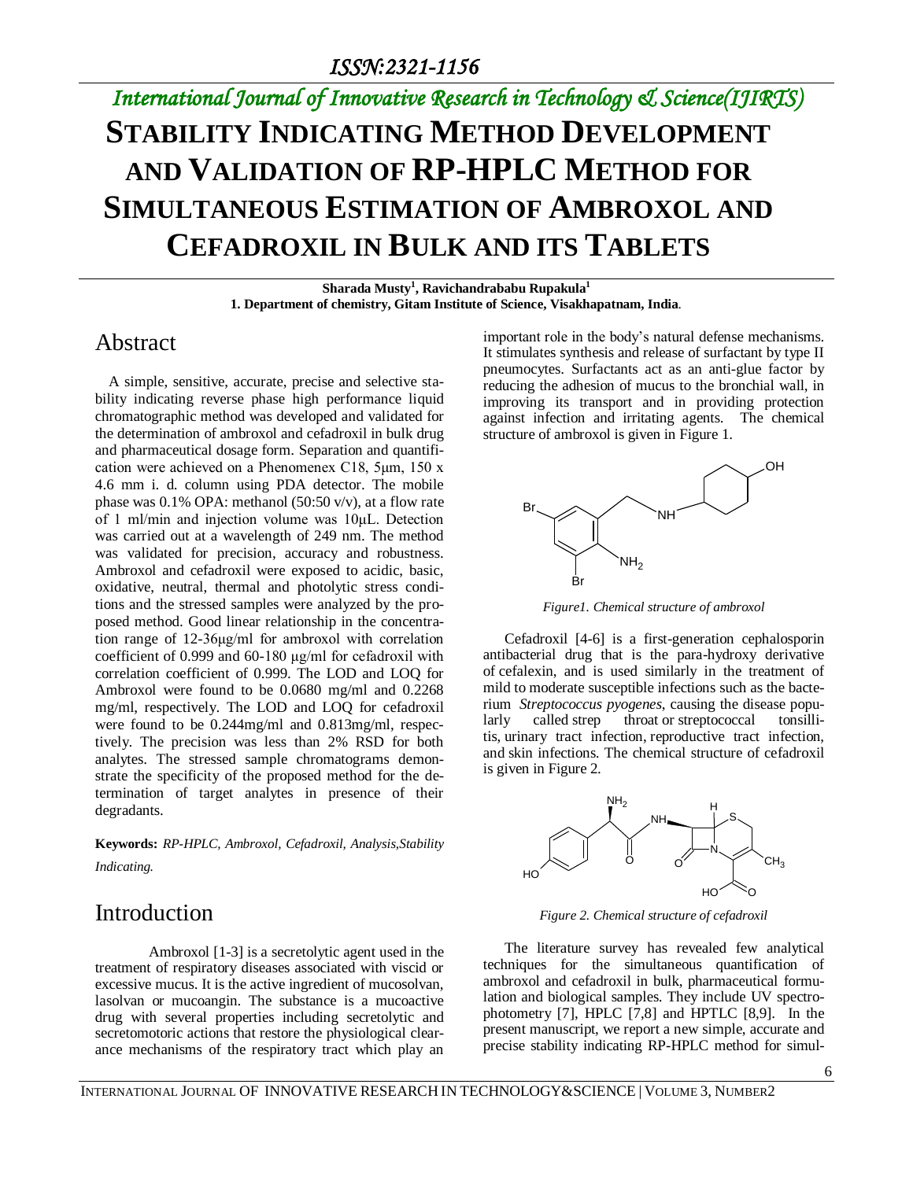# International Journal of Innovative Research in Technology & Science(IJIRTS)

# STABILITY INDICATING METHOD DEVELOPMENT AND VALIDATION OF RP-HPLC METHOD FOR SIMULTANEOUS ESTIMATION OF AMBROXOL AND CEFADROXIL IN BULK AND ITS TABLETS

**Sharada Musty[1], Ravichandrababu Rupakula[1]**
**1. Department of chemistry, Gitam Institute of Science, Visakhapatnam, India.**

## Abstract

A simple, sensitive, accurate, precise and selective stability indicating reverse phase high performance liquid chromatographic method was developed and validated for the determination of ambroxol and cefadroxil in bulk drug and pharmaceutical dosage form. Separation and quantification were achieved on a Phenomenex C18, 5μm, 150 x 4.6 mm i. d. column using PDA detector. The mobile phase was 0.1% OPA: methanol (50:50 v/v), at a flow rate of 1 ml/min and injection volume was 10μL. Detection was carried out at a wavelength of 249 nm. The method was validated for precision, accuracy and robustness. Ambroxol and cefadroxil were exposed to acidic, basic, oxidative, neutral, thermal and photolytic stress conditions and the stressed samples were analyzed by the proposed method. Good linear relationship in the concentration range of 12-36μg/ml for ambroxol with correlation coefficient of 0.999 and 60-180 μg/ml for cefadroxil with correlation coefficient of 0.999. The LOD and LOQ for Ambroxol were found to be 0.0680 mg/ml and 0.2268 mg/ml, respectively. The LOD and LOQ for cefadroxil were found to be 0.244mg/ml and 0.813mg/ml, respectively. The precision was less than 2% RSD for both analytes. The stressed sample chromatograms demonstrate the specificity of the proposed method for the determination of target analytes in presence of their degradants.

**Keywords:** *RP-HPLC, Ambroxol, Cefadroxil, Analysis,Stability Indicating.*

## Introduction

Ambroxol [1-3] is a secretolytic agent used in the treatment of respiratory diseases associated with viscid or excessive mucus. It is the active ingredient of mucosolvan, lasolvan or mucoangin. The substance is a mucoactive drug with several properties including secretolytic and secretomotoric actions that restore the physiological clearance mechanisms of the respiratory tract which play an important role in the body's natural defense mechanisms. It stimulates synthesis and release of surfactant by type II pneumocytes. Surfactants act as an anti-glue factor by reducing the adhesion of mucus to the bronchial wall, in improving its transport and in providing protection against infection and irritating agents. The chemical structure of ambroxol is given in Figure 1.

*Figure1. Chemical structure of ambroxol*

Cefadroxil [4-6] is a first-generation cephalosporin antibacterial drug that is the para-hydroxy derivative of cefalexin, and is used similarly in the treatment of mild to moderate susceptible infections such as the bacterium *Streptococcus pyogenes*, causing the disease popularly called strep throat or streptococcal tonsillitis, urinary tract infection, reproductive tract infection, and skin infections. The chemical structure of cefadroxil is given in Figure 2.

*Figure 2. Chemical structure of cefadroxil*

The literature survey has revealed few analytical techniques for the simultaneous quantification of ambroxol and cefadroxil in bulk, pharmaceutical formulation and biological samples. They include UV spectrophotometry [7], HPLC [7,8] and HPTLC [8,9]. In the present manuscript, we report a new simple, accurate and precise stability indicating RP-HPLC method for simul-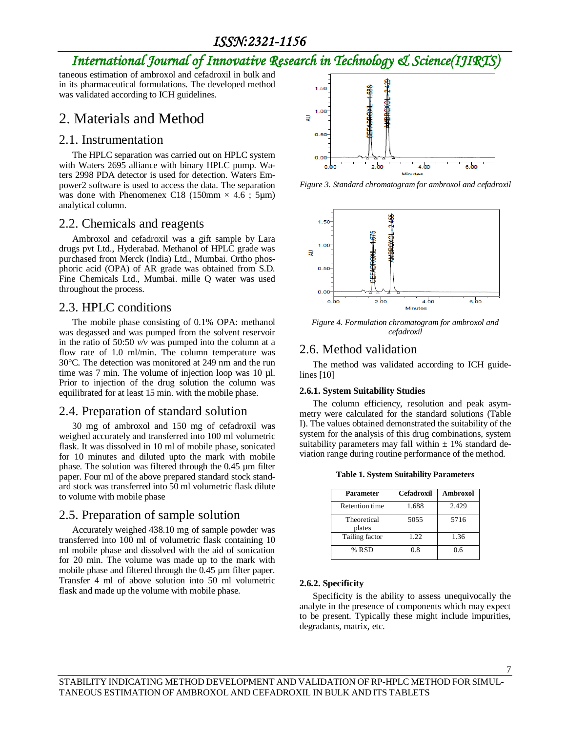taneous estimation of ambroxol and cefadroxil in bulk and in its pharmaceutical formulations. The developed method was validated according to ICH guidelines.

# 2. Materials and Method

## 2.1. Instrumentation

The HPLC separation was carried out on HPLC system with Waters 2695 alliance with binary HPLC pump. Waters 2998 PDA detector is used for detection. Waters Empower2 software is used to access the data. The separation was done with Phenomenex C18 (150mm × 4.6 ; 5µm) analytical column.

## 2.2. Chemicals and reagents

Ambroxol and cefadroxil was a gift sample by Lara drugs pvt Ltd., Hyderabad. Methanol of HPLC grade was purchased from Merck (India) Ltd., Mumbai. Ortho phosphoric acid (OPA) of AR grade was obtained from S.D. Fine Chemicals Ltd., Mumbai. mille Q water was used throughout the process.

## 2.3. HPLC conditions

The mobile phase consisting of 0.1% OPA: methanol was degassed and was pumped from the solvent reservoir in the ratio of 50:50 *v/v* was pumped into the column at a flow rate of 1.0 ml/min. The column temperature was 30°C. The detection was monitored at 249 nm and the run time was 7 min. The volume of injection loop was 10 µl. Prior to injection of the drug solution the column was equilibrated for at least 15 min. with the mobile phase.

## 2.4. Preparation of standard solution

30 mg of ambroxol and 150 mg of cefadroxil was weighed accurately and transferred into 100 ml volumetric flask. It was dissolved in 10 ml of mobile phase, sonicated for 10 minutes and diluted upto the mark with mobile phase. The solution was filtered through the 0.45 µm filter paper. Four ml of the above prepared standard stock standard stock was transferred into 50 ml volumetric flask dilute to volume with mobile phase

## 2.5. Preparation of sample solution

Accurately weighed 438.10 mg of sample powder was transferred into 100 ml of volumetric flask containing 10 ml mobile phase and dissolved with the aid of sonication for 20 min. The volume was made up to the mark with mobile phase and filtered through the 0.45 µm filter paper. Transfer 4 ml of above solution into 50 ml volumetric flask and made up the volume with mobile phase.

*Figure 3. Standard chromatogram for ambroxol and cefadroxil*

*Figure 4. Formulation chromatogram for ambroxol and cefadroxil*

## 2.6. Method validation

The method was validated according to ICH guidelines [10]

### 2.6.1. System Suitability Studies

The column efficiency, resolution and peak asymmetry were calculated for the standard solutions (Table I). The values obtained demonstrated the suitability of the system for the analysis of this drug combinations, system suitability parameters may fall within ± 1% standard deviation range during routine performance of the method.

**Table 1. System Suitability Parameters**

| Parameter | Cefadroxil | Ambroxol |
|---|---|---|
| Retention time | 1.688 | 2.429 |
| Theoretical plates | 5055 | 5716 |
| Tailing factor | 1.22 | 1.36 |
| % RSD | 0.8 | 0.6 |

### 2.6.2. Specificity

Specificity is the ability to assess unequivocally the analyte in the presence of components which may expect to be present. Typically these might include impurities, degradants, matrix, etc.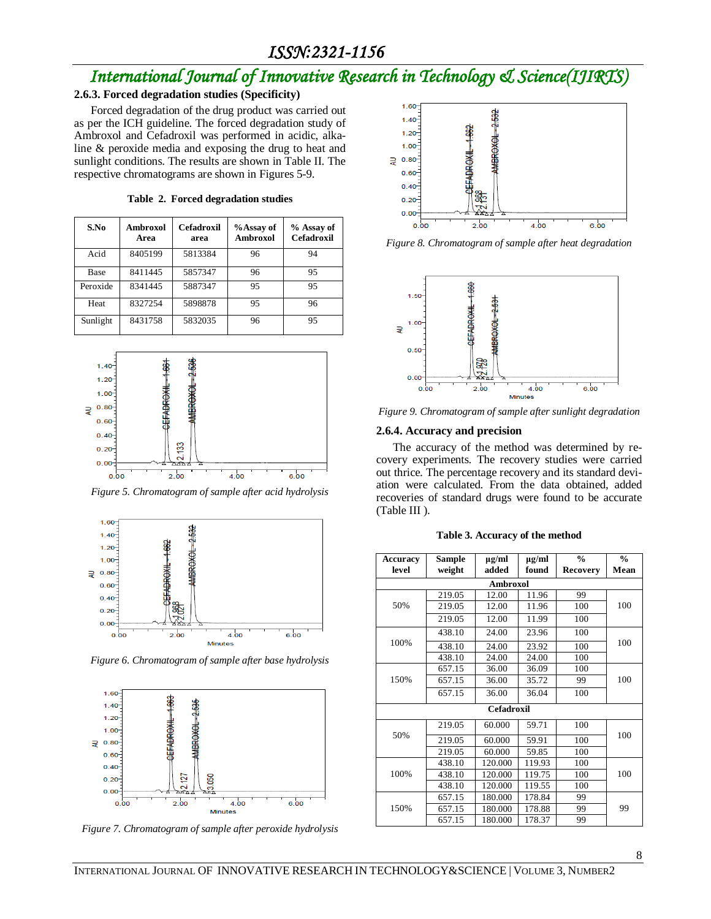### 2.6.3. Forced degradation studies (Specificity)

Forced degradation of the drug product was carried out as per the ICH guideline. The forced degradation study of Ambroxol and Cefadroxil was performed in acidic, alkaline & peroxide media and exposing the drug to heat and sunlight conditions. The results are shown in Table II. The respective chromatograms are shown in Figures 5-9.

**Table 2. Forced degradation studies**

| S.No | Ambroxol Area | Cefadroxil area | %Assay of Ambroxol | % Assay of Cefadroxil |
|---|---|---|---|---|
| Acid | 8405199 | 5813384 | 96 | 94 |
| Base | 8411445 | 5857347 | 96 | 95 |
| Peroxide | 8341445 | 5887347 | 95 | 95 |
| Heat | 8327254 | 5898878 | 95 | 96 |
| Sunlight | 8431758 | 5832035 | 96 | 95 |

*Figure 5. Chromatogram of sample after acid hydrolysis*

*Figure 6. Chromatogram of sample after base hydrolysis*

*Figure 7. Chromatogram of sample after peroxide hydrolysis*

*Figure 8. Chromatogram of sample after heat degradation*

*Figure 9. Chromatogram of sample after sunlight degradation*

### 2.6.4. Accuracy and precision

The accuracy of the method was determined by recovery experiments. The recovery studies were carried out thrice. The percentage recovery and its standard deviation were calculated. From the data obtained, added recoveries of standard drugs were found to be accurate (Table III ).

**Table 3. Accuracy of the method**

| Accuracy level | Sample weight | µg/ml added | µg/ml found | % Recovery | % Mean |
|---|---|---|---|---|---|
| **Ambroxol** | | | | | |
| 50% | 219.05 | 12.00 | 11.96 | 99 | 100 |
| | 219.05 | 12.00 | 11.96 | 100 | |
| | 219.05 | 12.00 | 11.99 | 100 | |
| 100% | 438.10 | 24.00 | 23.96 | 100 | 100 |
| | 438.10 | 24.00 | 23.92 | 100 | |
| | 438.10 | 24.00 | 24.00 | 100 | |
| 150% | 657.15 | 36.00 | 36.09 | 100 | 100 |
| | 657.15 | 36.00 | 35.72 | 99 | |
| | 657.15 | 36.00 | 36.04 | 100 | |
| **Cefadroxil** | | | | | |
| 50% | 219.05 | 60.000 | 59.71 | 100 | 100 |
| | 219.05 | 60.000 | 59.91 | 100 | |
| | 219.05 | 60.000 | 59.85 | 100 | |
| 100% | 438.10 | 120.000 | 119.93 | 100 | 100 |
| | 438.10 | 120.000 | 119.75 | 100 | |
| | 438.10 | 120.000 | 119.55 | 100 | |
| 150% | 657.15 | 180.000 | 178.84 | 99 | 99 |
| | 657.15 | 180.000 | 178.88 | 99 | |
| | 657.15 | 180.000 | 178.37 | 99 | |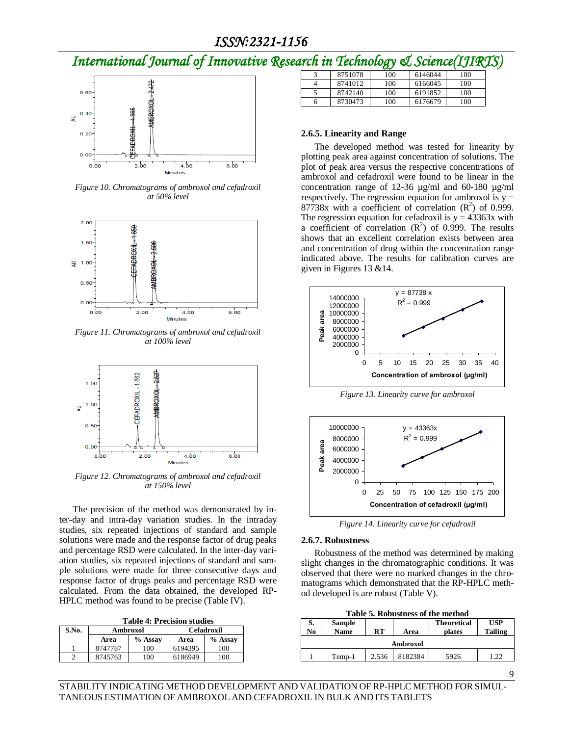Figure 10. Chromatograms of ambroxol and cefadroxil at 50% level

Figure 11. Chromatograms of ambroxol and cefadroxil at 100% level

Figure 12. Chromatograms of ambroxol and cefadroxil at 150% level

The precision of the method was demonstrated by inter-day and intra-day variation studies. In the intraday studies, six repeated injections of standard and sample solutions were made and the response factor of drug peaks and percentage RSD were calculated. In the inter-day variation studies, six repeated injections of standard and sample solutions were made for three consecutive days and response factor of drugs peaks and percentage RSD were calculated. From the data obtained, the developed RP-HPLC method was found to be precise (Table IV).

**Table 4: Precision studies**

| S.No. | Ambroxol | | Cefadroxil | |
|---|---|---|---|---|
| | Area | % Assay | Area | % Assay |
| 1 | 8747787 | 100 | 6194395 | 100 |
| 2 | 8745763 | 100 | 6186949 | 100 |
| 3 | 8751078 | 100 | 6146044 | 100 |
| 4 | 8741012 | 100 | 6166045 | 100 |
| 5 | 8742140 | 100 | 6191852 | 100 |
| 6 | 8730473 | 100 | 6176679 | 100 |

### 2.6.5. Linearity and Range

The developed method was tested for linearity by plotting peak area against concentration of solutions. The plot of peak area versus the respective concentrations of ambroxol and cefadroxil were found to be linear in the concentration range of 12-36 µg/ml and 60-180 µg/ml respectively. The regression equation for ambroxol is $y = 87738x$ with a coefficient of correlation ($R^2$) of 0.999. The regression equation for cefadroxil is $y = 43363x$ with a coefficient of correlation ($R^2$) of 0.999. The results shows that an excellent correlation exists between area and concentration of drug within the concentration range indicated above. The results for calibration curves are given in Figures 13 &14.

Figure 13. Linearity curve for ambroxol

Figure 14. Linearity curve for cefadroxil

### 2.6.7. Robustness

Robustness of the method was determined by making slight changes in the chromatographic conditions. It was observed that there were no marked changes in the chromatograms which demonstrated that the RP-HPLC method developed is are robust (Table V).

**Table 5. Robustness of the method**

| S. No | Sample Name | RT | Area | Theoretical plates | USP Tailing |
|---|---|---|---|---|---|
| Ambroxol | | | | | |
| 1 | Temp-1 | 2.536 | 8182384 | 5926 | 1.22 |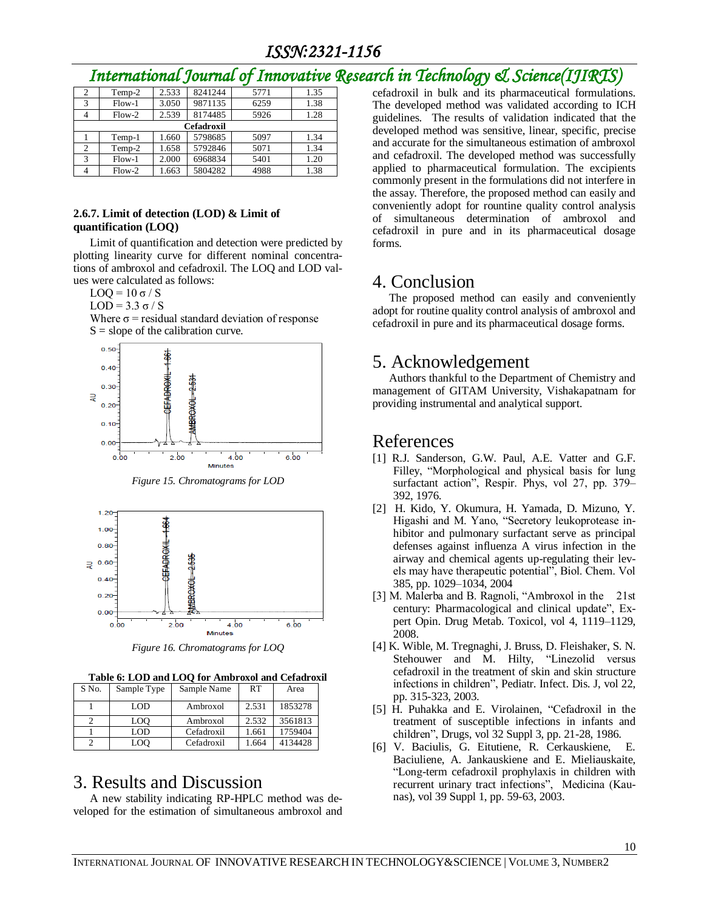| 2 | Temp-2 | 2.533 | 8241244 | 5771 | 1.35 |
|---|---|---|---|---|---|
| 3 | Flow-1 | 3.050 | 9871135 | 6259 | 1.38 |
| 4 | Flow-2 | 2.539 | 8174485 | 5926 | 1.28 |
| **Cefadroxil** | | | | | |
| 1 | Temp-1 | 1.660 | 5798685 | 5097 | 1.34 |
| 2 | Temp-2 | 1.658 | 5792846 | 5071 | 1.34 |
| 3 | Flow-1 | 2.000 | 6968834 | 5401 | 1.20 |
| 4 | Flow-2 | 1.663 | 5804282 | 4988 | 1.38 |

### 2.6.7. Limit of detection (LOD) & Limit of quantification (LOQ)

Limit of quantification and detection were predicted by plotting linearity curve for different nominal concentrations of ambroxol and cefadroxil. The LOQ and LOD values were calculated as follows:

$LOQ = 10\,\sigma / S$

$LOD = 3.3\,\sigma / S$

Where $\sigma$ = residual standard deviation of response

S = slope of the calibration curve.

*Figure 15. Chromatograms for LOD*

*Figure 16. Chromatograms for LOQ*

**Table 6: LOD and LOQ for Ambroxol and Cefadroxil**

| S No. | Sample Type | Sample Name | RT | Area |
|---|---|---|---|---|
| 1 | LOD | Ambroxol | 2.531 | 1853278 |
| 2 | LOQ | Ambroxol | 2.532 | 3561813 |
| 1 | LOD | Cefadroxil | 1.661 | 1759404 |
| 2 | LOQ | Cefadroxil | 1.664 | 4134428 |

# 3. Results and Discussion

A new stability indicating RP-HPLC method was developed for the estimation of simultaneous ambroxol and cefadroxil in bulk and its pharmaceutical formulations. The developed method was validated according to ICH guidelines. The results of validation indicated that the developed method was sensitive, linear, specific, precise and accurate for the simultaneous estimation of ambroxol and cefadroxil. The developed method was successfully applied to pharmaceutical formulation. The excipients commonly present in the formulations did not interfere in the assay. Therefore, the proposed method can easily and conveniently adopt for rountine quality control analysis of simultaneous determination of ambroxol and cefadroxil in pure and in its pharmaceutical dosage forms.

# 4. Conclusion

The proposed method can easily and conveniently adopt for routine quality control analysis of ambroxol and cefadroxil in pure and its pharmaceutical dosage forms.

# 5. Acknowledgement

Authors thankful to the Department of Chemistry and management of GITAM University, Vishakapatnam for providing instrumental and analytical support.

# References

[1] R.J. Sanderson, G.W. Paul, A.E. Vatter and G.F. Filley, "Morphological and physical basis for lung surfactant action", Respir. Phys, vol 27, pp. 379–392, 1976.

[2] H. Kido, Y. Okumura, H. Yamada, D. Mizuno, Y. Higashi and M. Yano, "Secretory leukoprotease inhibitor and pulmonary surfactant serve as principal defenses against influenza A virus infection in the airway and chemical agents up-regulating their levels may have therapeutic potential", Biol. Chem. Vol 385, pp. 1029–1034, 2004

[3] M. Malerba and B. Ragnoli, "Ambroxol in the 21st century: Pharmacological and clinical update", Expert Opin. Drug Metab. Toxicol, vol 4, 1119–1129, 2008.

[4] K. Wible, M. Tregnaghi, J. Bruss, D. Fleishaker, S. N. Stehouwer and M. Hilty, "Linezolid versus cefadroxil in the treatment of skin and skin structure infections in children", Pediatr. Infect. Dis. J, vol 22, pp. 315-323, 2003.

[5] H. Puhakka and E. Virolainen, "Cefadroxil in the treatment of susceptible infections in infants and children", Drugs, vol 32 Suppl 3, pp. 21-28, 1986.

[6] V. Baciulis, G. Eitutiene, R. Cerkauskiene, E. Baciuliene, A. Jankauskiene and E. Mieliauskaite, "Long-term cefadroxil prophylaxis in children with recurrent urinary tract infections", Medicina (Kaunas), vol 39 Suppl 1, pp. 59-63, 2003.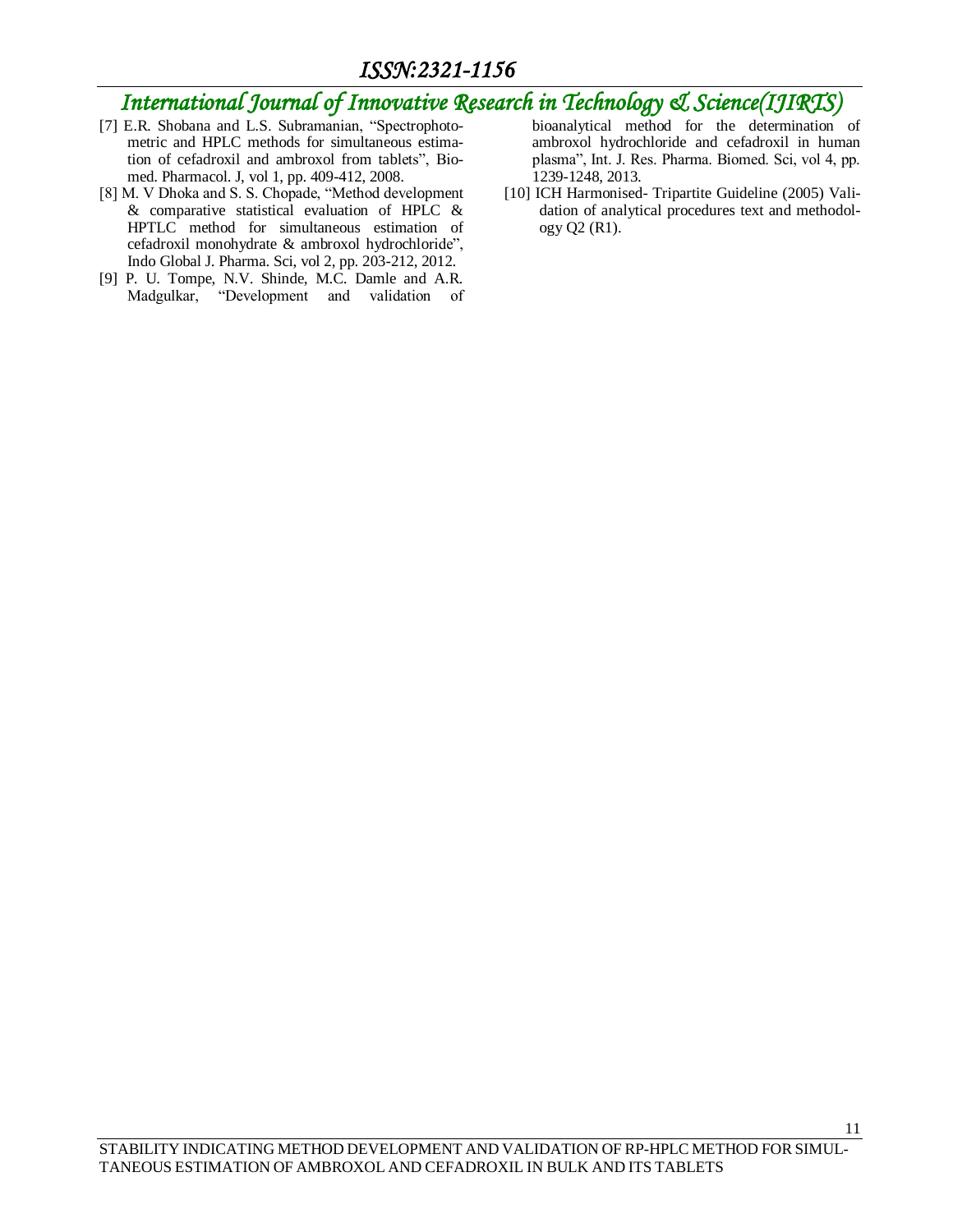[7] E.R. Shobana and L.S. Subramanian, "Spectrophotometric and HPLC methods for simultaneous estimation of cefadroxil and ambroxol from tablets", Biomed. Pharmacol. J, vol 1, pp. 409-412, 2008.

[8] M. V Dhoka and S. S. Chopade, "Method development & comparative statistical evaluation of HPLC & HPTLC method for simultaneous estimation of cefadroxil monohydrate & ambroxol hydrochloride", Indo Global J. Pharma. Sci, vol 2, pp. 203-212, 2012.

[9] P. U. Tompe, N.V. Shinde, M.C. Damle and A.R. Madgulkar, "Development and validation of bioanalytical method for the determination of ambroxol hydrochloride and cefadroxil in human plasma", Int. J. Res. Pharma. Biomed. Sci, vol 4, pp. 1239-1248, 2013.

[10] ICH Harmonised- Tripartite Guideline (2005) Validation of analytical procedures text and methodology Q2 (R1).